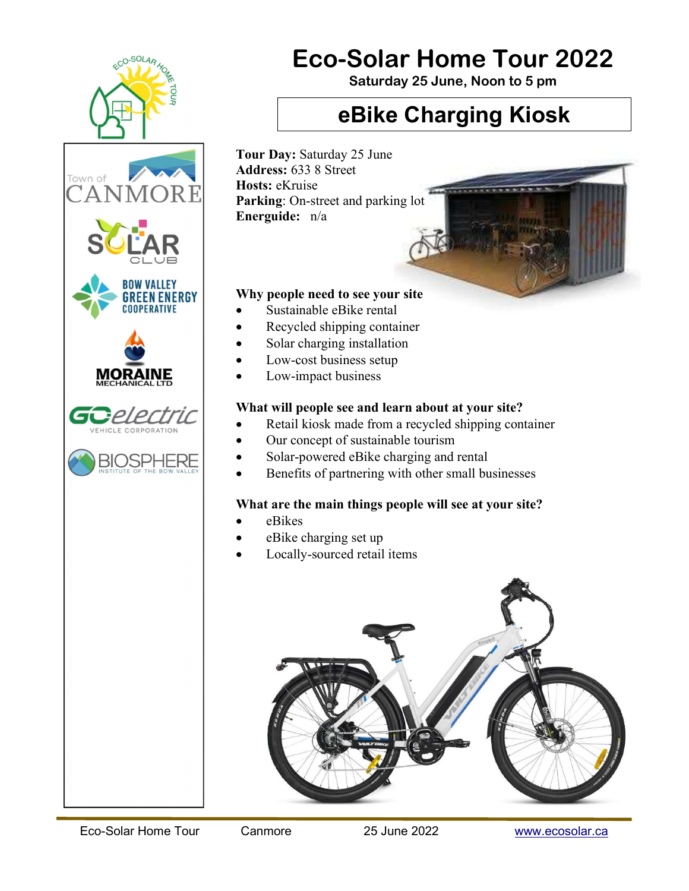# Eco-Solar Home Tour 2022

**Saturday 25 June, Noon to 5 pm**

## eBike Charging Kiosk

**Tour Day:** Saturday 25 June
**Address:** 633 8 Street
**Hosts:** eKruise
**Parking**: On-street and parking lot
**Energuide:** n/a

**Why people need to see your site**

- Sustainable eBike rental
- Recycled shipping container
- Solar charging installation
- Low-cost business setup
- Low-impact business

**What will people see and learn about at your site?**

- Retail kiosk made from a recycled shipping container
- Our concept of sustainable tourism
- Solar-powered eBike charging and rental
- Benefits of partnering with other small businesses

**What are the main things people will see at your site?**

- eBikes
- eBike charging set up
- Locally-sourced retail items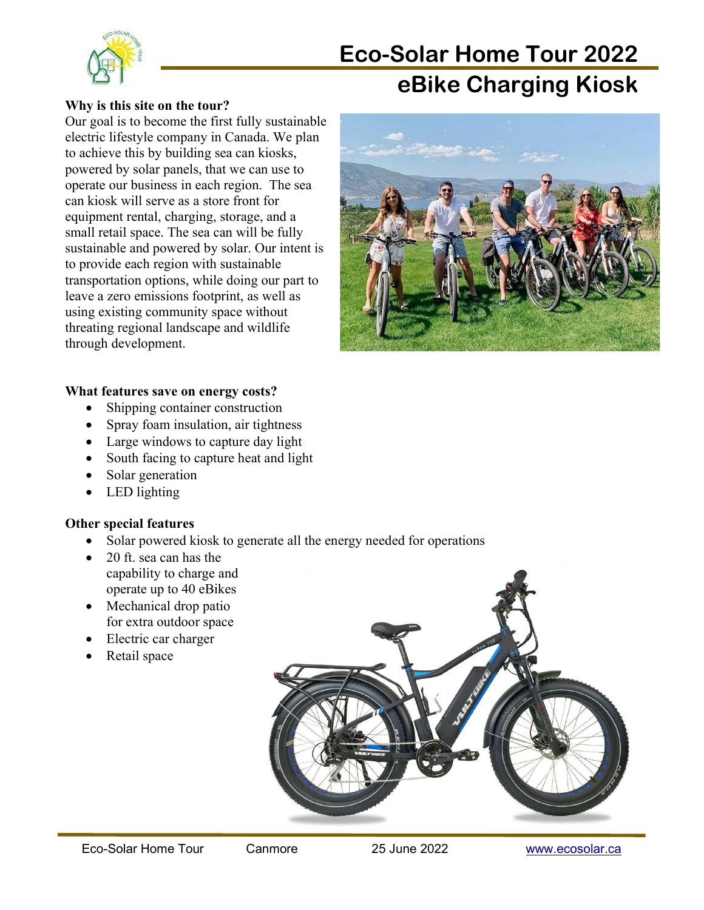# Eco-Solar Home Tour 2022

## eBike Charging Kiosk

**Why is this site on the tour?**

Our goal is to become the first fully sustainable electric lifestyle company in Canada. We plan to achieve this by building sea can kiosks, powered by solar panels, that we can use to operate our business in each region. The sea can kiosk will serve as a store front for equipment rental, charging, storage, and a small retail space. The sea can will be fully sustainable and powered by solar. Our intent is to provide each region with sustainable transportation options, while doing our part to leave a zero emissions footprint, as well as using existing community space without threating regional landscape and wildlife through development.

**What features save on energy costs?**

- Shipping container construction
- Spray foam insulation, air tightness
- Large windows to capture day light
- South facing to capture heat and light
- Solar generation
- LED lighting

**Other special features**

- Solar powered kiosk to generate all the energy needed for operations
- 20 ft. sea can has the capability to charge and operate up to 40 eBikes
- Mechanical drop patio for extra outdoor space
- Electric car charger
- Retail space